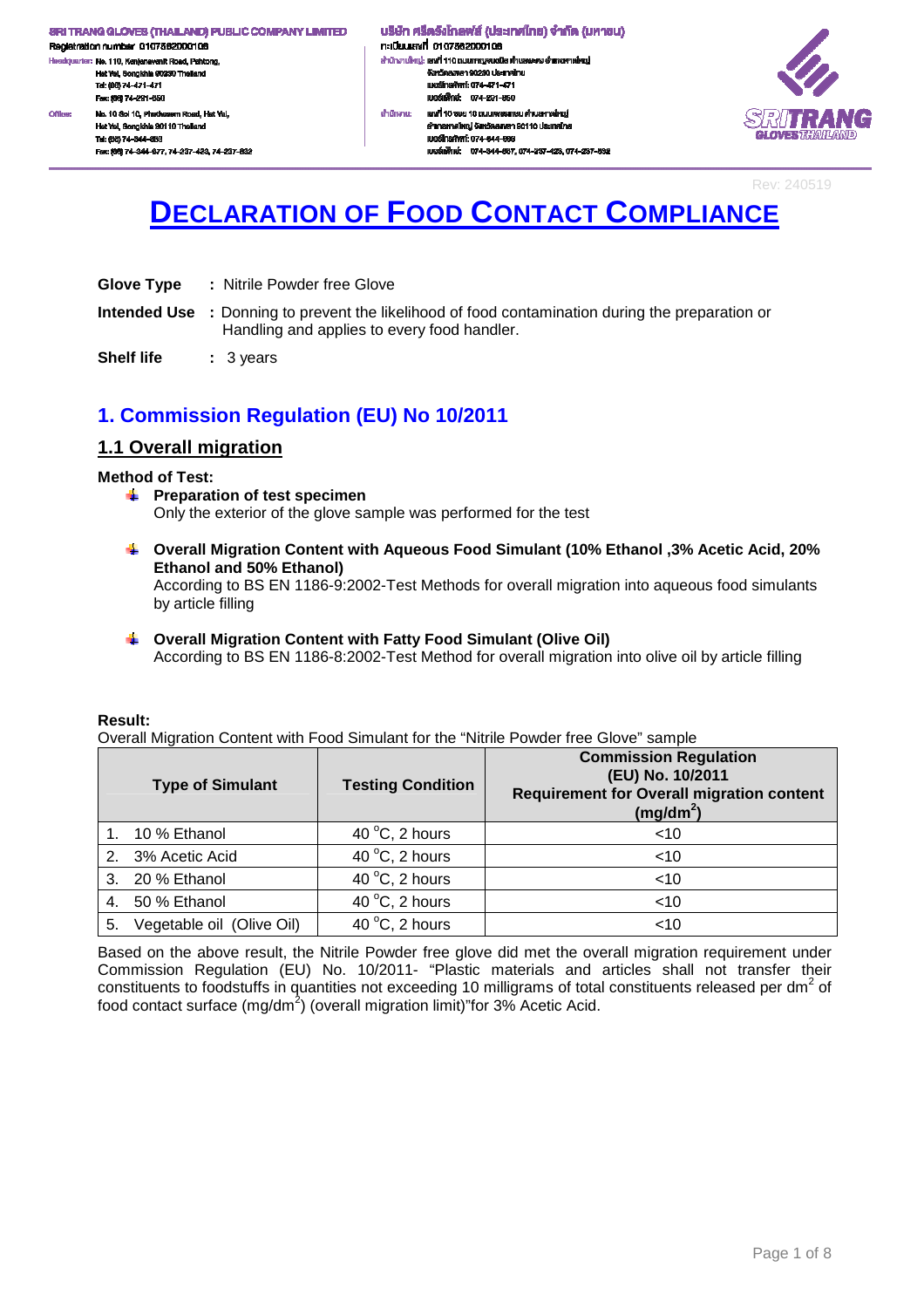SRI TRANG GLOVES (THAILAND) PUBLIC COMPANY LIMITED
Registration number 0107562000106
Headquarter: No. 110, Kanjanavanit Road, Pahtong, Hat Yai, Songkhla 90230 Thailand
Tel: (66) 74-471-471
Fax: (66) 74-291-650
Office: No. 10 Soi 10, Phetkasem Road, Hat Yai, Hat Yai, Songkhla 90110 Thailand
Tel: (66) 74-344-663
Fax: (66) 74-344-677, 74-237-423, 74-237-832

บริษัท ศรีตรังโกลฟส์ (ประเทศไทย) จำกัด (มหาชน)
ทะเบียนเลขที่ 0107562000106
สำนักงานใหญ่: เลขที่ 110 ถนนกาญจนวนิช ตำบลพะตง อำเภอหาดใหญ่ จังหวัดสงขลา 90230 ประเทศไทย
เบอร์โทรศัพท์: 074-471-471
เบอร์แฟกซ์: 074-291-650
สำนักงาน: เลขที่ 10 ซอย 10 ถนนเพชรเกษม ตำบลหาดใหญ่ อำเภอหาดใหญ่ จังหวัดสงขลา 90110 ประเทศไทย
เบอร์โทรศัพท์: 074-344-663
เบอร์แฟกซ์: 074-344-677, 074-237-423, 074-237-832

Rev: 240519

# DECLARATION OF FOOD CONTACT COMPLIANCE

**Glove Type** : Nitrile Powder free Glove

**Intended Use** : Donning to prevent the likelihood of food contamination during the preparation or Handling and applies to every food handler.

**Shelf life** : 3 years

## 1. Commission Regulation (EU) No 10/2011

### 1.1 Overall migration

**Method of Test:**

- **Preparation of test specimen**
  Only the exterior of the glove sample was performed for the test
- **Overall Migration Content with Aqueous Food Simulant (10% Ethanol ,3% Acetic Acid, 20% Ethanol and 50% Ethanol)**
  According to BS EN 1186-9:2002-Test Methods for overall migration into aqueous food simulants by article filling
- **Overall Migration Content with Fatty Food Simulant (Olive Oil)**
  According to BS EN 1186-8:2002-Test Method for overall migration into olive oil by article filling

**Result:**

Overall Migration Content with Food Simulant for the "Nitrile Powder free Glove" sample

| Type of Simulant | Testing Condition | Commission Regulation (EU) No. 10/2011 Requirement for Overall migration content ($mg/dm^2$) |
|---|---|---|
| 1. 10 % Ethanol | 40 °C, 2 hours | <10 |
| 2. 3% Acetic Acid | 40 °C, 2 hours | <10 |
| 3. 20 % Ethanol | 40 °C, 2 hours | <10 |
| 4. 50 % Ethanol | 40 °C, 2 hours | <10 |
| 5. Vegetable oil (Olive Oil) | 40 °C, 2 hours | <10 |

Based on the above result, the Nitrile Powder free glove did met the overall migration requirement under Commission Regulation (EU) No. 10/2011- "Plastic materials and articles shall not transfer their constituents to foodstuffs in quantities not exceeding 10 milligrams of total constituents released per $dm^2$ of food contact surface ($mg/dm^2$) (overall migration limit)"for 3% Acetic Acid.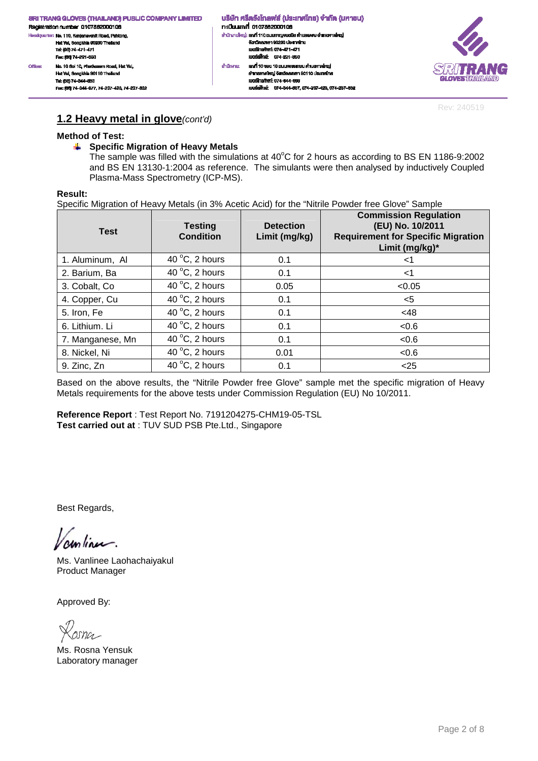## 1.2 Heavy metal in glove*(cont'd)*

**Method of Test:**

- **Specific Migration of Heavy Metals**

  The sample was filled with the simulations at $40^{o}C$ for 2 hours as according to BS EN 1186-9:2002 and BS EN 13130-1:2004 as reference. The simulants were then analysed by inductively Coupled Plasma-Mass Spectrometry (ICP-MS).

**Result:**

Specific Migration of Heavy Metals (in 3% Acetic Acid) for the "Nitrile Powder free Glove" Sample

| Test | Testing Condition | Detection Limit (mg/kg) | Commission Regulation (EU) No. 10/2011 Requirement for Specific Migration Limit (mg/kg)* |
|---|---|---|---|
| 1. Aluminum, Al | $40^{o}C$, 2 hours | 0.1 | <1 |
| 2. Barium, Ba | $40^{o}C$, 2 hours | 0.1 | <1 |
| 3. Cobalt, Co | $40^{o}C$, 2 hours | 0.05 | <0.05 |
| 4. Copper, Cu | $40^{o}C$, 2 hours | 0.1 | <5 |
| 5. Iron, Fe | $40^{o}C$, 2 hours | 0.1 | <48 |
| 6. Lithium. Li | $40^{o}C$, 2 hours | 0.1 | <0.6 |
| 7. Manganese, Mn | $40^{o}C$, 2 hours | 0.1 | <0.6 |
| 8. Nickel, Ni | $40^{o}C$, 2 hours | 0.01 | <0.6 |
| 9. Zinc, Zn | $40^{o}C$, 2 hours | 0.1 | <25 |

Based on the above results, the "Nitrile Powder free Glove" sample met the specific migration of Heavy Metals requirements for the above tests under Commission Regulation (EU) No 10/2011.

**Reference Report** : Test Report No. 7191204275-CHM19-05-TSL
**Test carried out at** : TUV SUD PSB Pte.Ltd., Singapore

Best Regards,

Ms. Vanlinee Laohachaiyakul
Product Manager

Approved By:

Ms. Rosna Yensuk
Laboratory manager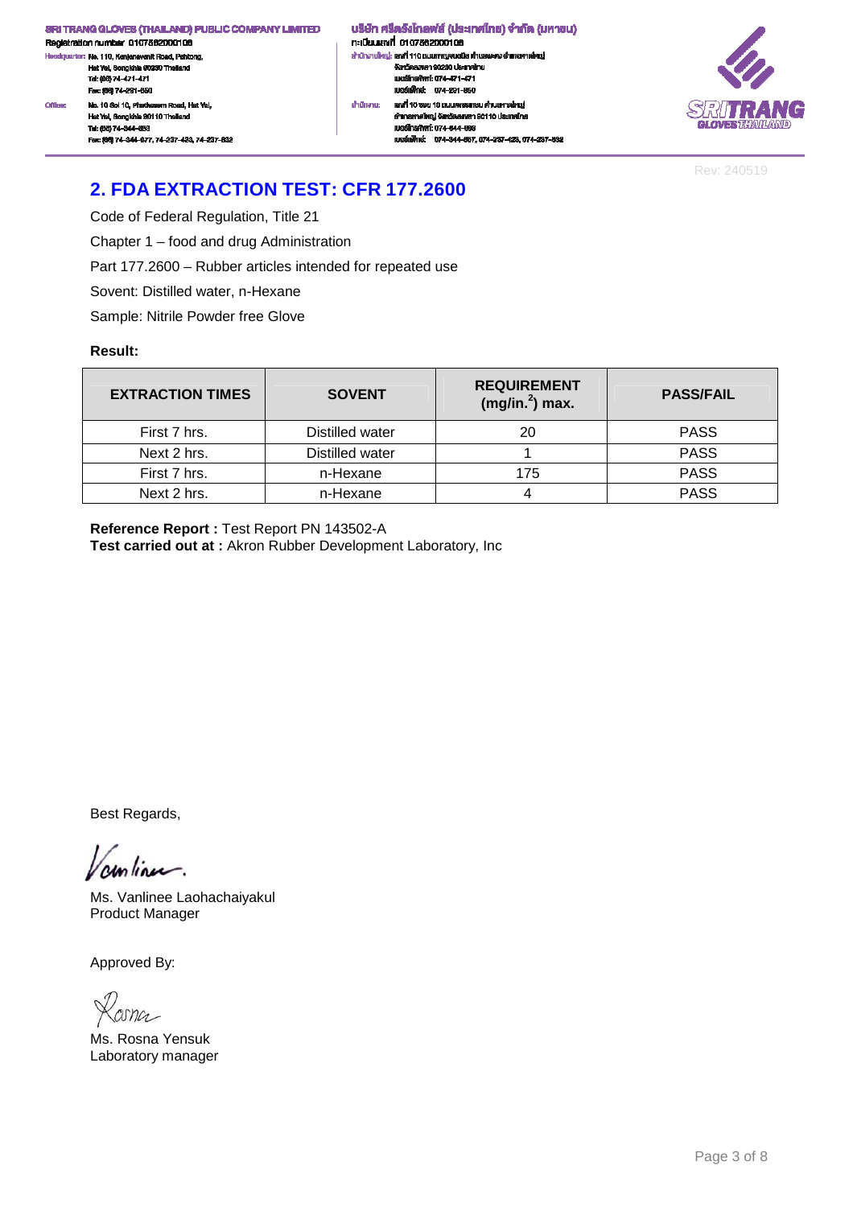## 2. FDA EXTRACTION TEST: CFR 177.2600

Code of Federal Regulation, Title 21

Chapter 1 – food and drug Administration

Part 177.2600 – Rubber articles intended for repeated use

Sovent: Distilled water, n-Hexane

Sample: Nitrile Powder free Glove

**Result:**

| EXTRACTION TIMES | SOVENT | REQUIREMENT (mg/in.$^2$) max. | PASS/FAIL |
|---|---|---|---|
| First 7 hrs. | Distilled water | 20 | PASS |
| Next 2 hrs. | Distilled water | 1 | PASS |
| First 7 hrs. | n-Hexane | 175 | PASS |
| Next 2 hrs. | n-Hexane | 4 | PASS |

**Reference Report :** Test Report PN 143502-A
**Test carried out at :** Akron Rubber Development Laboratory, Inc

Best Regards,

Ms. Vanlinee Laohachaiyakul
Product Manager

Approved By:

Ms. Rosna Yensuk
Laboratory manager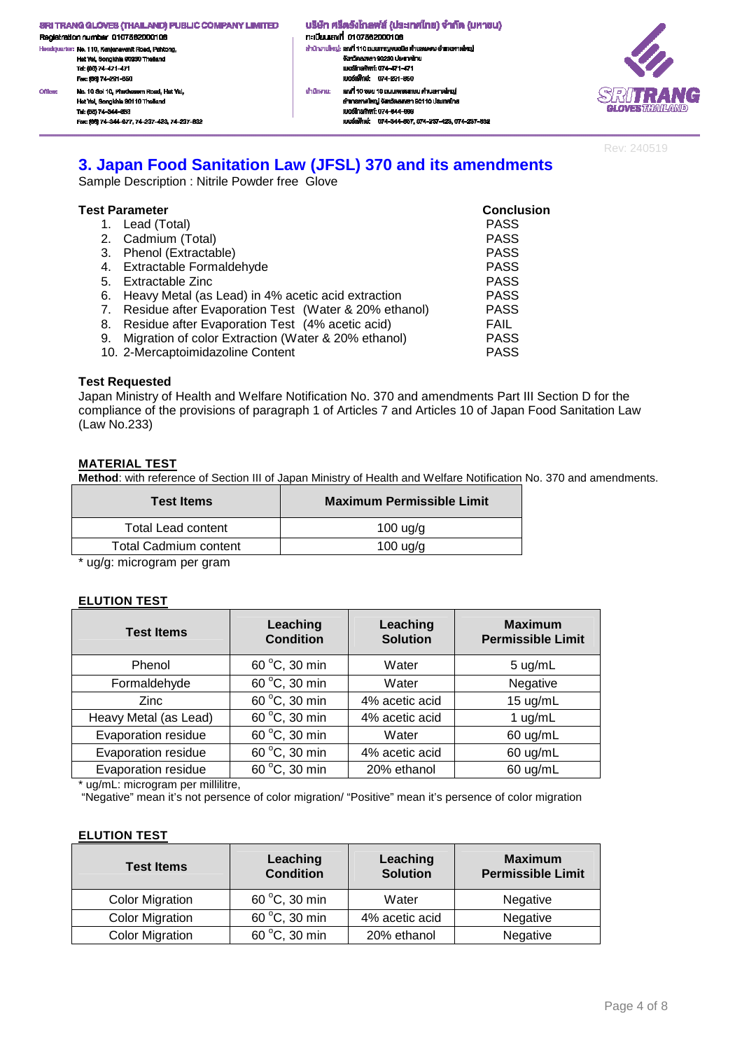Rev: 240519

## 3. Japan Food Sanitation Law (JFSL) 370 and its amendments

Sample Description : Nitrile Powder free Glove

| Test Parameter | Conclusion |
|---|---|
| 1. Lead (Total) | PASS |
| 2. Cadmium (Total) | PASS |
| 3. Phenol (Extractable) | PASS |
| 4. Extractable Formaldehyde | PASS |
| 5. Extractable Zinc | PASS |
| 6. Heavy Metal (as Lead) in 4% acetic acid extraction | PASS |
| 7. Residue after Evaporation Test (Water & 20% ethanol) | PASS |
| 8. Residue after Evaporation Test (4% acetic acid) | FAIL |
| 9. Migration of color Extraction (Water & 20% ethanol) | PASS |
| 10. 2-Mercaptoimidazoline Content | PASS |

**Test Requested**

Japan Ministry of Health and Welfare Notification No. 370 and amendments Part III Section D for the compliance of the provisions of paragraph 1 of Articles 7 and Articles 10 of Japan Food Sanitation Law (Law No.233)

**MATERIAL TEST**

**Method**: with reference of Section III of Japan Ministry of Health and Welfare Notification No. 370 and amendments.

| Test Items | Maximum Permissible Limit |
|---|---|
| Total Lead content | 100 ug/g |
| Total Cadmium content | 100 ug/g |

\* ug/g: microgram per gram

**ELUTION TEST**

| Test Items | Leaching Condition | Leaching Solution | Maximum Permissible Limit |
|---|---|---|---|
| Phenol | 60 °C, 30 min | Water | 5 ug/mL |
| Formaldehyde | 60 °C, 30 min | Water | Negative |
| Zinc | 60 °C, 30 min | 4% acetic acid | 15 ug/mL |
| Heavy Metal (as Lead) | 60 °C, 30 min | 4% acetic acid | 1 ug/mL |
| Evaporation residue | 60 °C, 30 min | Water | 60 ug/mL |
| Evaporation residue | 60 °C, 30 min | 4% acetic acid | 60 ug/mL |
| Evaporation residue | 60 °C, 30 min | 20% ethanol | 60 ug/mL |

\* ug/mL: microgram per millilitre,

"Negative" mean it's not persence of color migration/ "Positive" mean it's persence of color migration

**ELUTION TEST**

| Test Items | Leaching Condition | Leaching Solution | Maximum Permissible Limit |
|---|---|---|---|
| Color Migration | 60 °C, 30 min | Water | Negative |
| Color Migration | 60 °C, 30 min | 4% acetic acid | Negative |
| Color Migration | 60 °C, 30 min | 20% ethanol | Negative |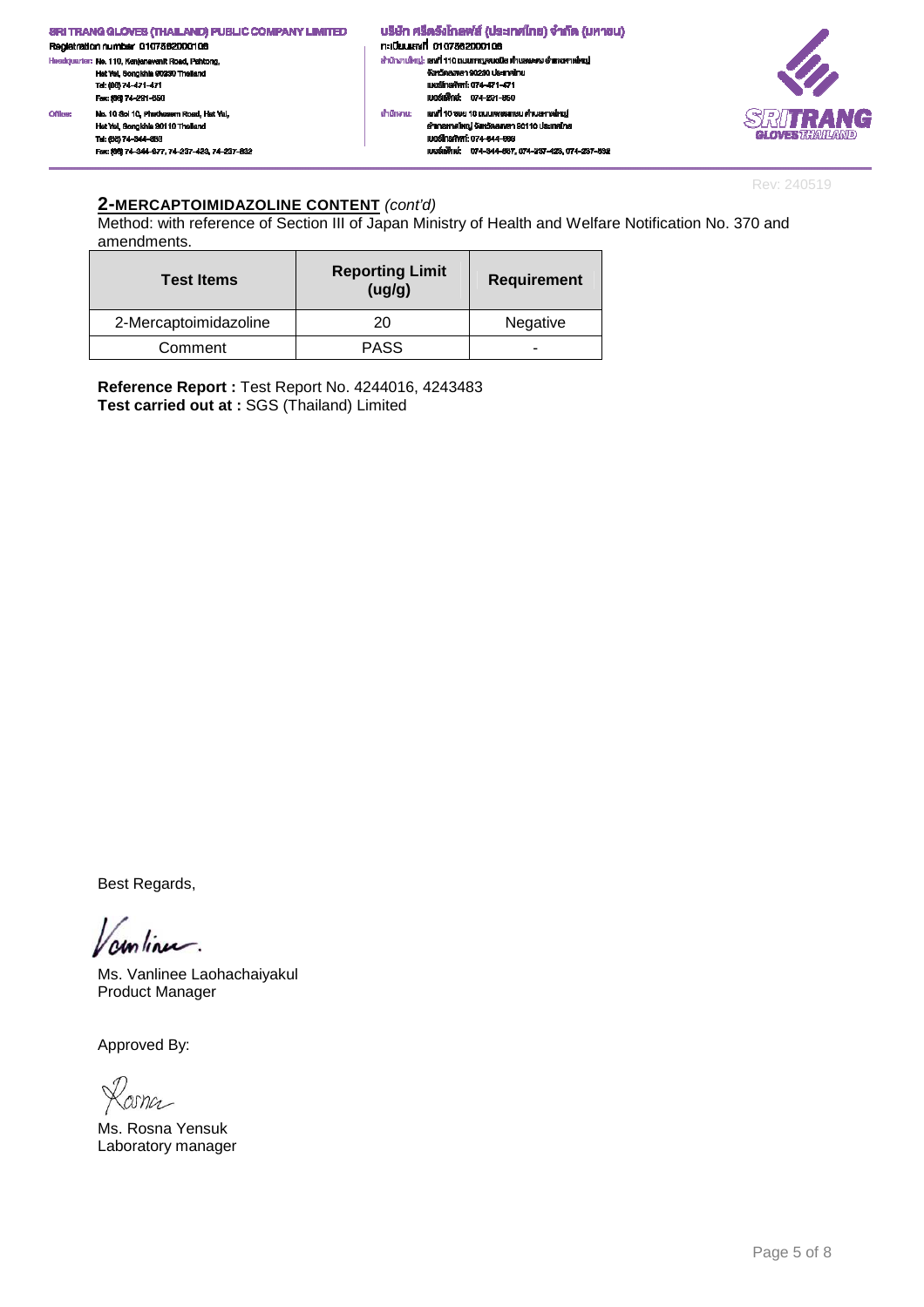## 2-MERCAPTOIMIDAZOLINE CONTENT *(cont'd)*

Method: with reference of Section III of Japan Ministry of Health and Welfare Notification No. 370 and amendments.

| Test Items | Reporting Limit (ug/g) | Requirement |
|---|---|---|
| 2-Mercaptoimidazoline | 20 | Negative |
| Comment | PASS | - |

**Reference Report :** Test Report No. 4244016, 4243483

**Test carried out at :** SGS (Thailand) Limited

Best Regards,

Ms. Vanlinee Laohachaiyakul
Product Manager

Approved By:

Ms. Rosna Yensuk
Laboratory manager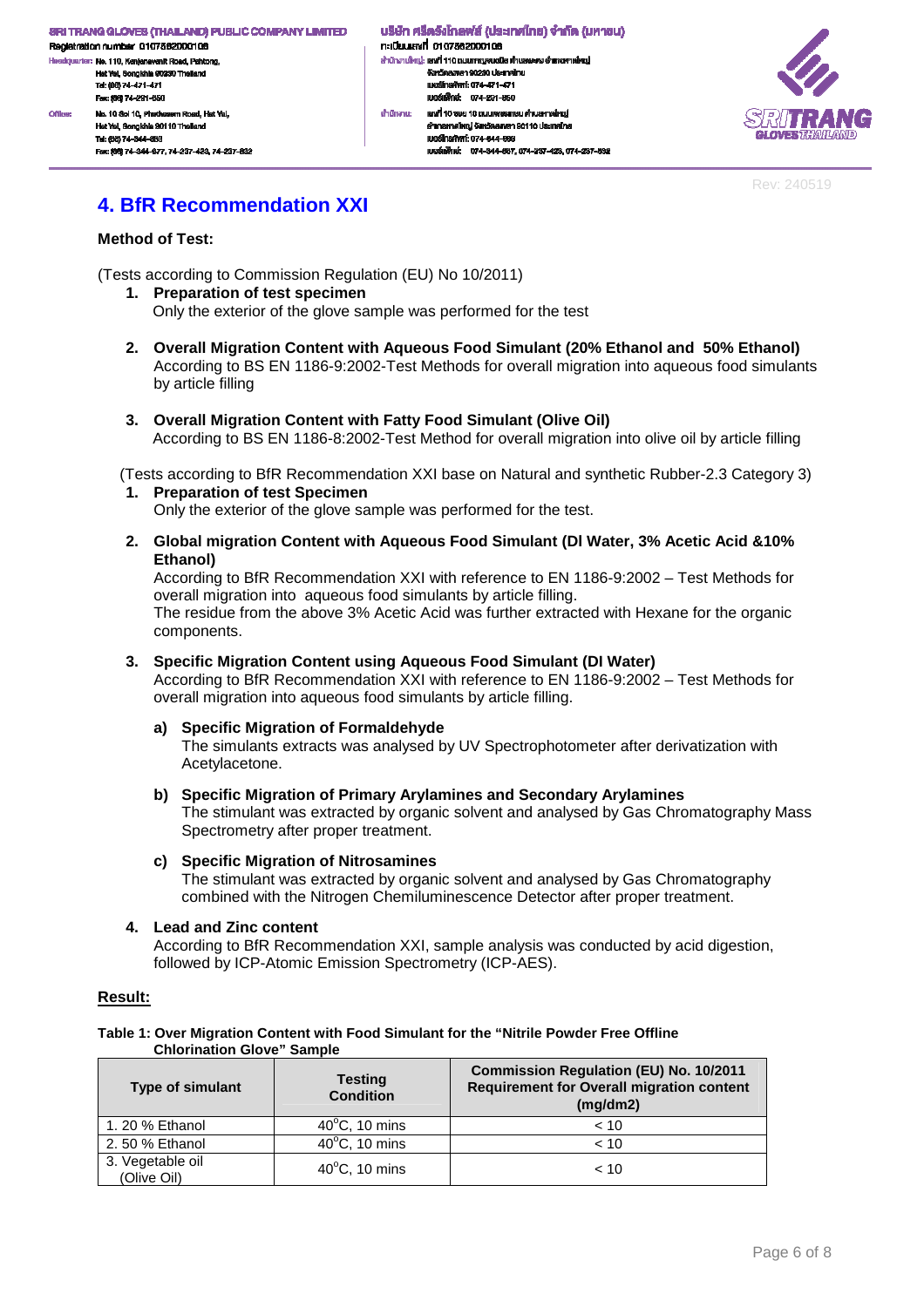# 4. BfR Recommendation XXI

**Method of Test:**

(Tests according to Commission Regulation (EU) No 10/2011)

1. **Preparation of test specimen**
   Only the exterior of the glove sample was performed for the test
2. **Overall Migration Content with Aqueous Food Simulant (20% Ethanol and 50% Ethanol)**
   According to BS EN 1186-9:2002-Test Methods for overall migration into aqueous food simulants by article filling
3. **Overall Migration Content with Fatty Food Simulant (Olive Oil)**
   According to BS EN 1186-8:2002-Test Method for overall migration into olive oil by article filling

(Tests according to BfR Recommendation XXI base on Natural and synthetic Rubber-2.3 Category 3)

1. **Preparation of test Specimen**
   Only the exterior of the glove sample was performed for the test.
2. **Global migration Content with Aqueous Food Simulant (DI Water, 3% Acetic Acid &10% Ethanol)**
   According to BfR Recommendation XXI with reference to EN 1186-9:2002 – Test Methods for overall migration into aqueous food simulants by article filling.
   The residue from the above 3% Acetic Acid was further extracted with Hexane for the organic components.
3. **Specific Migration Content using Aqueous Food Simulant (DI Water)**
   According to BfR Recommendation XXI with reference to EN 1186-9:2002 – Test Methods for overall migration into aqueous food simulants by article filling.
   a) **Specific Migration of Formaldehyde**
      The simulants extracts was analysed by UV Spectrophotometer after derivatization with Acetylacetone.
   b) **Specific Migration of Primary Arylamines and Secondary Arylamines**
      The stimulant was extracted by organic solvent and analysed by Gas Chromatography Mass Spectrometry after proper treatment.
   c) **Specific Migration of Nitrosamines**
      The stimulant was extracted by organic solvent and analysed by Gas Chromatography combined with the Nitrogen Chemiluminescence Detector after proper treatment.
4. **Lead and Zinc content**
   According to BfR Recommendation XXI, sample analysis was conducted by acid digestion, followed by ICP-Atomic Emission Spectrometry (ICP-AES).

**Result:**

**Table 1: Over Migration Content with Food Simulant for the "Nitrile Powder Free Offline Chlorination Glove" Sample**

| Type of simulant | Testing Condition | Commission Regulation (EU) No. 10/2011 Requirement for Overall migration content (mg/dm2) |
|---|---|---|
| 1. 20 % Ethanol | $40^{o}$C, 10 mins | < 10 |
| 2. 50 % Ethanol | $40^{o}$C, 10 mins | < 10 |
| 3. Vegetable oil (Olive Oil) | $40^{o}$C, 10 mins | < 10 |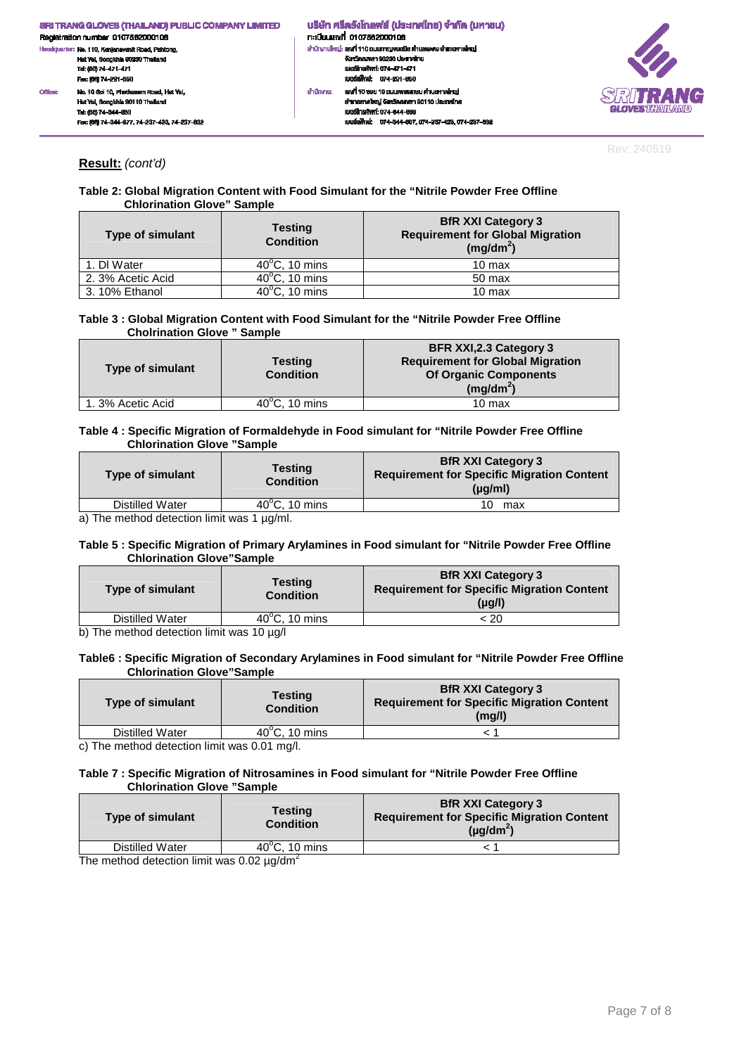**Result:** *(cont'd)*

**Table 2: Global Migration Content with Food Simulant for the "Nitrile Powder Free Offline Chlorination Glove" Sample**

| Type of simulant | Testing Condition | BfR XXI Category 3 Requirement for Global Migration ($mg/dm^2$) |
|---|---|---|
| 1. DI Water | $40^oC$, 10 mins | 10 max |
| 2. 3% Acetic Acid | $40^oC$, 10 mins | 50 max |
| 3. 10% Ethanol | $40^oC$, 10 mins | 10 max |

**Table 3 : Global Migration Content with Food Simulant for the "Nitrile Powder Free Offline Cholrination Glove " Sample**

| Type of simulant | Testing Condition | BFR XXI,2.3 Category 3 Requirement for Global Migration Of Organic Components ($mg/dm^2$) |
|---|---|---|
| 1. 3% Acetic Acid | $40^oC$, 10 mins | 10 max |

**Table 4 : Specific Migration of Formaldehyde in Food simulant for "Nitrile Powder Free Offline Chlorination Glove "Sample**

| Type of simulant | Testing Condition | BfR XXI Category 3 Requirement for Specific Migration Content (µg/ml) |
|---|---|---|
| Distilled Water | $40^oC$, 10 mins | 10 max |

a) The method detection limit was 1 µg/ml.

**Table 5 : Specific Migration of Primary Arylamines in Food simulant for "Nitrile Powder Free Offline Chlorination Glove"Sample**

| Type of simulant | Testing Condition | BfR XXI Category 3 Requirement for Specific Migration Content (µg/l) |
|---|---|---|
| Distilled Water | $40^oC$, 10 mins | < 20 |

b) The method detection limit was 10 µg/l

**Table6 : Specific Migration of Secondary Arylamines in Food simulant for "Nitrile Powder Free Offline Chlorination Glove"Sample**

| Type of simulant | Testing Condition | BfR XXI Category 3 Requirement for Specific Migration Content (mg/l) |
|---|---|---|
| Distilled Water | $40^oC$, 10 mins | < 1 |

c) The method detection limit was 0.01 mg/l.

**Table 7 : Specific Migration of Nitrosamines in Food simulant for "Nitrile Powder Free Offline Chlorination Glove "Sample**

| Type of simulant | Testing Condition | BfR XXI Category 3 Requirement for Specific Migration Content ($\mu g/dm^2$) |
|---|---|---|
| Distilled Water | $40^oC$, 10 mins | < 1 |

The method detection limit was 0.02 $\mu g/dm^2$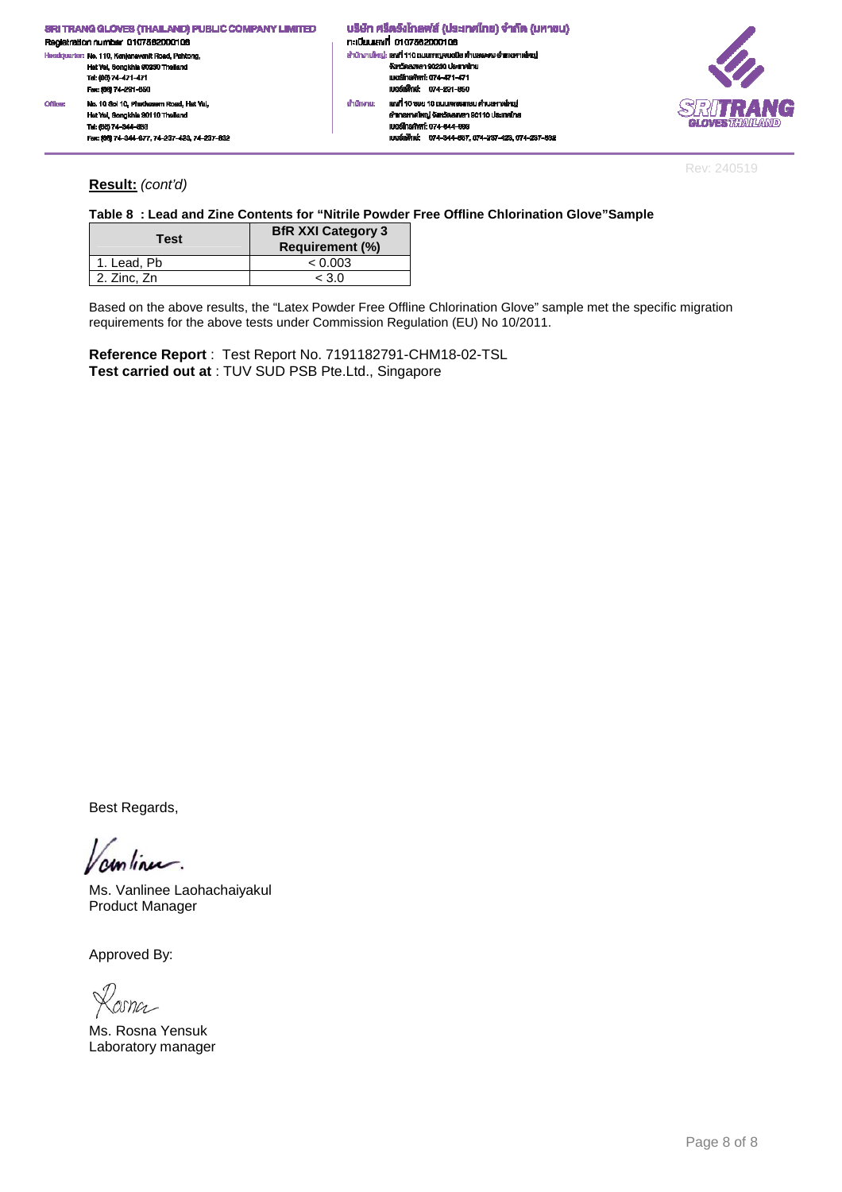**Result:** *(cont'd)*

**Table 8 : Lead and Zine Contents for "Nitrile Powder Free Offline Chlorination Glove"Sample**

| Test | BfR XXI Category 3 Requirement (%) |
|---|---|
| 1. Lead, Pb | < 0.003 |
| 2. Zinc, Zn | < 3.0 |

Based on the above results, the "Latex Powder Free Offline Chlorination Glove" sample met the specific migration requirements for the above tests under Commission Regulation (EU) No 10/2011.

**Reference Report** : Test Report No. 7191182791-CHM18-02-TSL
**Test carried out at** : TUV SUD PSB Pte.Ltd., Singapore

Best Regards,

Ms. Vanlinee Laohachaiyakul
Product Manager

Approved By:

Ms. Rosna Yensuk
Laboratory manager